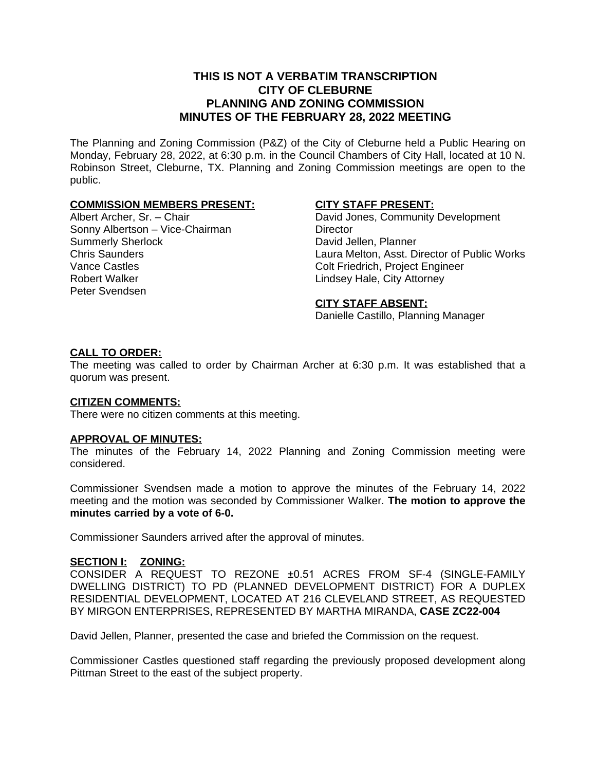# THIS IS NOT A VERBATIM TRANSCRIPTION
# CITY OF CLEBURNE
# PLANNING AND ZONING COMMISSION
# MINUTES OF THE FEBRUARY 28, 2022 MEETING

The Planning and Zoning Commission (P&Z) of the City of Cleburne held a Public Hearing on Monday, February 28, 2022, at 6:30 p.m. in the Council Chambers of City Hall, located at 10 N. Robinson Street, Cleburne, TX. Planning and Zoning Commission meetings are open to the public.

**COMMISSION MEMBERS PRESENT:**
Albert Archer, Sr. – Chair
Sonny Albertson – Vice-Chairman
Summerly Sherlock
Chris Saunders
Vance Castles
Robert Walker
Peter Svendsen

**CITY STAFF PRESENT:**
David Jones, Community Development Director
David Jellen, Planner
Laura Melton, Asst. Director of Public Works
Colt Friedrich, Project Engineer
Lindsey Hale, City Attorney

**CITY STAFF ABSENT:**
Danielle Castillo, Planning Manager

**CALL TO ORDER:**
The meeting was called to order by Chairman Archer at 6:30 p.m. It was established that a quorum was present.

**CITIZEN COMMENTS:**
There were no citizen comments at this meeting.

**APPROVAL OF MINUTES:**
The minutes of the February 14, 2022 Planning and Zoning Commission meeting were considered.

Commissioner Svendsen made a motion to approve the minutes of the February 14, 2022 meeting and the motion was seconded by Commissioner Walker. **The motion to approve the minutes carried by a vote of 6-0.**

Commissioner Saunders arrived after the approval of minutes.

**SECTION I: ZONING:**
CONSIDER A REQUEST TO REZONE ±0.51 ACRES FROM SF-4 (SINGLE-FAMILY DWELLING DISTRICT) TO PD (PLANNED DEVELOPMENT DISTRICT) FOR A DUPLEX RESIDENTIAL DEVELOPMENT, LOCATED AT 216 CLEVELAND STREET, AS REQUESTED BY MIRGON ENTERPRISES, REPRESENTED BY MARTHA MIRANDA, **CASE ZC22-004**

David Jellen, Planner, presented the case and briefed the Commission on the request.

Commissioner Castles questioned staff regarding the previously proposed development along Pittman Street to the east of the subject property.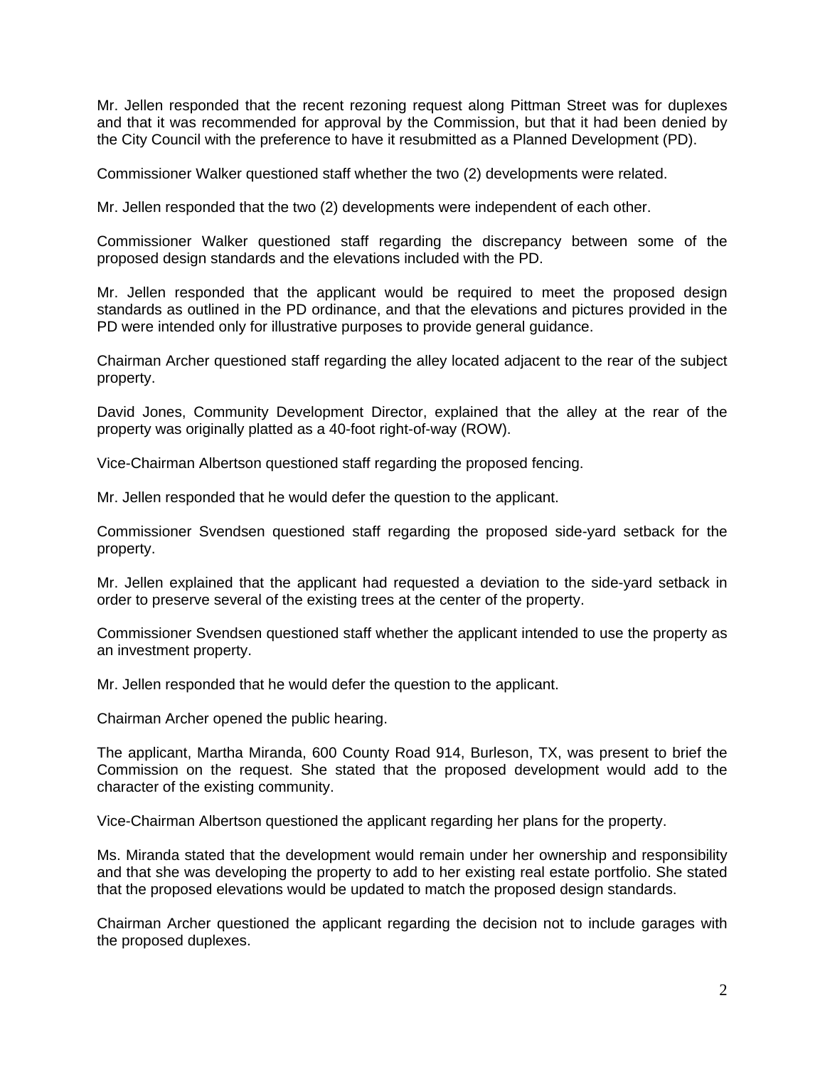Mr. Jellen responded that the recent rezoning request along Pittman Street was for duplexes and that it was recommended for approval by the Commission, but that it had been denied by the City Council with the preference to have it resubmitted as a Planned Development (PD).

Commissioner Walker questioned staff whether the two (2) developments were related.

Mr. Jellen responded that the two (2) developments were independent of each other.

Commissioner Walker questioned staff regarding the discrepancy between some of the proposed design standards and the elevations included with the PD.

Mr. Jellen responded that the applicant would be required to meet the proposed design standards as outlined in the PD ordinance, and that the elevations and pictures provided in the PD were intended only for illustrative purposes to provide general guidance.

Chairman Archer questioned staff regarding the alley located adjacent to the rear of the subject property.

David Jones, Community Development Director, explained that the alley at the rear of the property was originally platted as a 40-foot right-of-way (ROW).

Vice-Chairman Albertson questioned staff regarding the proposed fencing.

Mr. Jellen responded that he would defer the question to the applicant.

Commissioner Svendsen questioned staff regarding the proposed side-yard setback for the property.

Mr. Jellen explained that the applicant had requested a deviation to the side-yard setback in order to preserve several of the existing trees at the center of the property.

Commissioner Svendsen questioned staff whether the applicant intended to use the property as an investment property.

Mr. Jellen responded that he would defer the question to the applicant.

Chairman Archer opened the public hearing.

The applicant, Martha Miranda, 600 County Road 914, Burleson, TX, was present to brief the Commission on the request. She stated that the proposed development would add to the character of the existing community.

Vice-Chairman Albertson questioned the applicant regarding her plans for the property.

Ms. Miranda stated that the development would remain under her ownership and responsibility and that she was developing the property to add to her existing real estate portfolio. She stated that the proposed elevations would be updated to match the proposed design standards.

Chairman Archer questioned the applicant regarding the decision not to include garages with the proposed duplexes.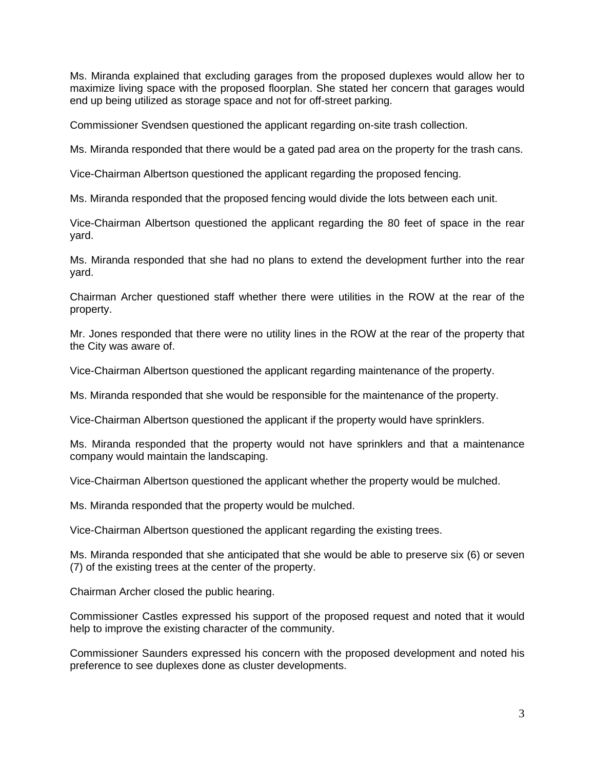Ms. Miranda explained that excluding garages from the proposed duplexes would allow her to maximize living space with the proposed floorplan. She stated her concern that garages would end up being utilized as storage space and not for off-street parking.

Commissioner Svendsen questioned the applicant regarding on-site trash collection.

Ms. Miranda responded that there would be a gated pad area on the property for the trash cans.

Vice-Chairman Albertson questioned the applicant regarding the proposed fencing.

Ms. Miranda responded that the proposed fencing would divide the lots between each unit.

Vice-Chairman Albertson questioned the applicant regarding the 80 feet of space in the rear yard.

Ms. Miranda responded that she had no plans to extend the development further into the rear yard.

Chairman Archer questioned staff whether there were utilities in the ROW at the rear of the property.

Mr. Jones responded that there were no utility lines in the ROW at the rear of the property that the City was aware of.

Vice-Chairman Albertson questioned the applicant regarding maintenance of the property.

Ms. Miranda responded that she would be responsible for the maintenance of the property.

Vice-Chairman Albertson questioned the applicant if the property would have sprinklers.

Ms. Miranda responded that the property would not have sprinklers and that a maintenance company would maintain the landscaping.

Vice-Chairman Albertson questioned the applicant whether the property would be mulched.

Ms. Miranda responded that the property would be mulched.

Vice-Chairman Albertson questioned the applicant regarding the existing trees.

Ms. Miranda responded that she anticipated that she would be able to preserve six (6) or seven (7) of the existing trees at the center of the property.

Chairman Archer closed the public hearing.

Commissioner Castles expressed his support of the proposed request and noted that it would help to improve the existing character of the community.

Commissioner Saunders expressed his concern with the proposed development and noted his preference to see duplexes done as cluster developments.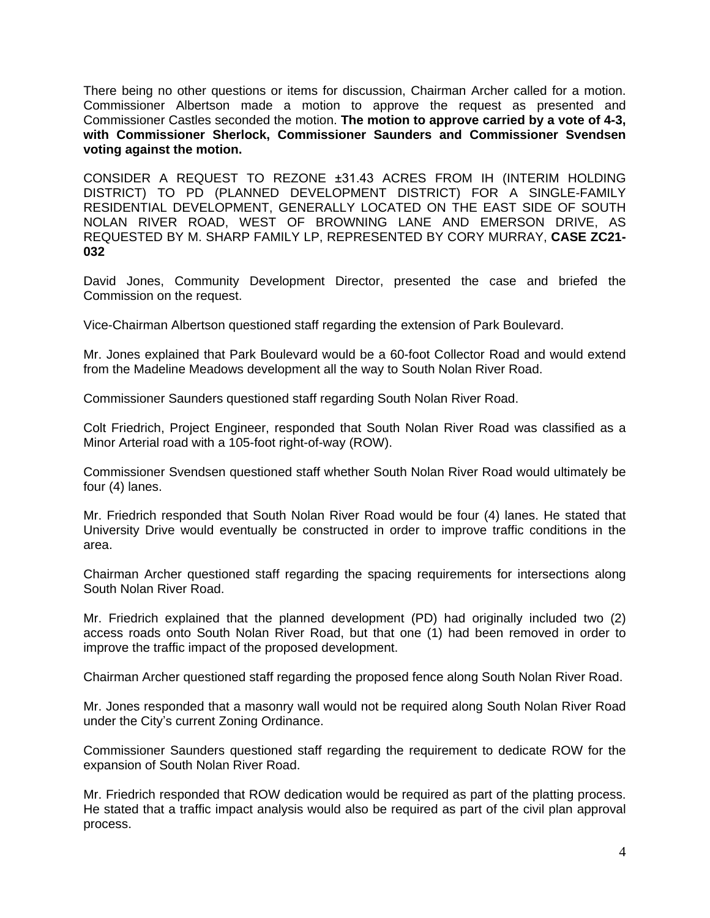There being no other questions or items for discussion, Chairman Archer called for a motion. Commissioner Albertson made a motion to approve the request as presented and Commissioner Castles seconded the motion. **The motion to approve carried by a vote of 4-3, with Commissioner Sherlock, Commissioner Saunders and Commissioner Svendsen voting against the motion.**

CONSIDER A REQUEST TO REZONE ±31.43 ACRES FROM IH (INTERIM HOLDING DISTRICT) TO PD (PLANNED DEVELOPMENT DISTRICT) FOR A SINGLE-FAMILY RESIDENTIAL DEVELOPMENT, GENERALLY LOCATED ON THE EAST SIDE OF SOUTH NOLAN RIVER ROAD, WEST OF BROWNING LANE AND EMERSON DRIVE, AS REQUESTED BY M. SHARP FAMILY LP, REPRESENTED BY CORY MURRAY, **CASE ZC21-032**

David Jones, Community Development Director, presented the case and briefed the Commission on the request.

Vice-Chairman Albertson questioned staff regarding the extension of Park Boulevard.

Mr. Jones explained that Park Boulevard would be a 60-foot Collector Road and would extend from the Madeline Meadows development all the way to South Nolan River Road.

Commissioner Saunders questioned staff regarding South Nolan River Road.

Colt Friedrich, Project Engineer, responded that South Nolan River Road was classified as a Minor Arterial road with a 105-foot right-of-way (ROW).

Commissioner Svendsen questioned staff whether South Nolan River Road would ultimately be four (4) lanes.

Mr. Friedrich responded that South Nolan River Road would be four (4) lanes. He stated that University Drive would eventually be constructed in order to improve traffic conditions in the area.

Chairman Archer questioned staff regarding the spacing requirements for intersections along South Nolan River Road.

Mr. Friedrich explained that the planned development (PD) had originally included two (2) access roads onto South Nolan River Road, but that one (1) had been removed in order to improve the traffic impact of the proposed development.

Chairman Archer questioned staff regarding the proposed fence along South Nolan River Road.

Mr. Jones responded that a masonry wall would not be required along South Nolan River Road under the City's current Zoning Ordinance.

Commissioner Saunders questioned staff regarding the requirement to dedicate ROW for the expansion of South Nolan River Road.

Mr. Friedrich responded that ROW dedication would be required as part of the platting process. He stated that a traffic impact analysis would also be required as part of the civil plan approval process.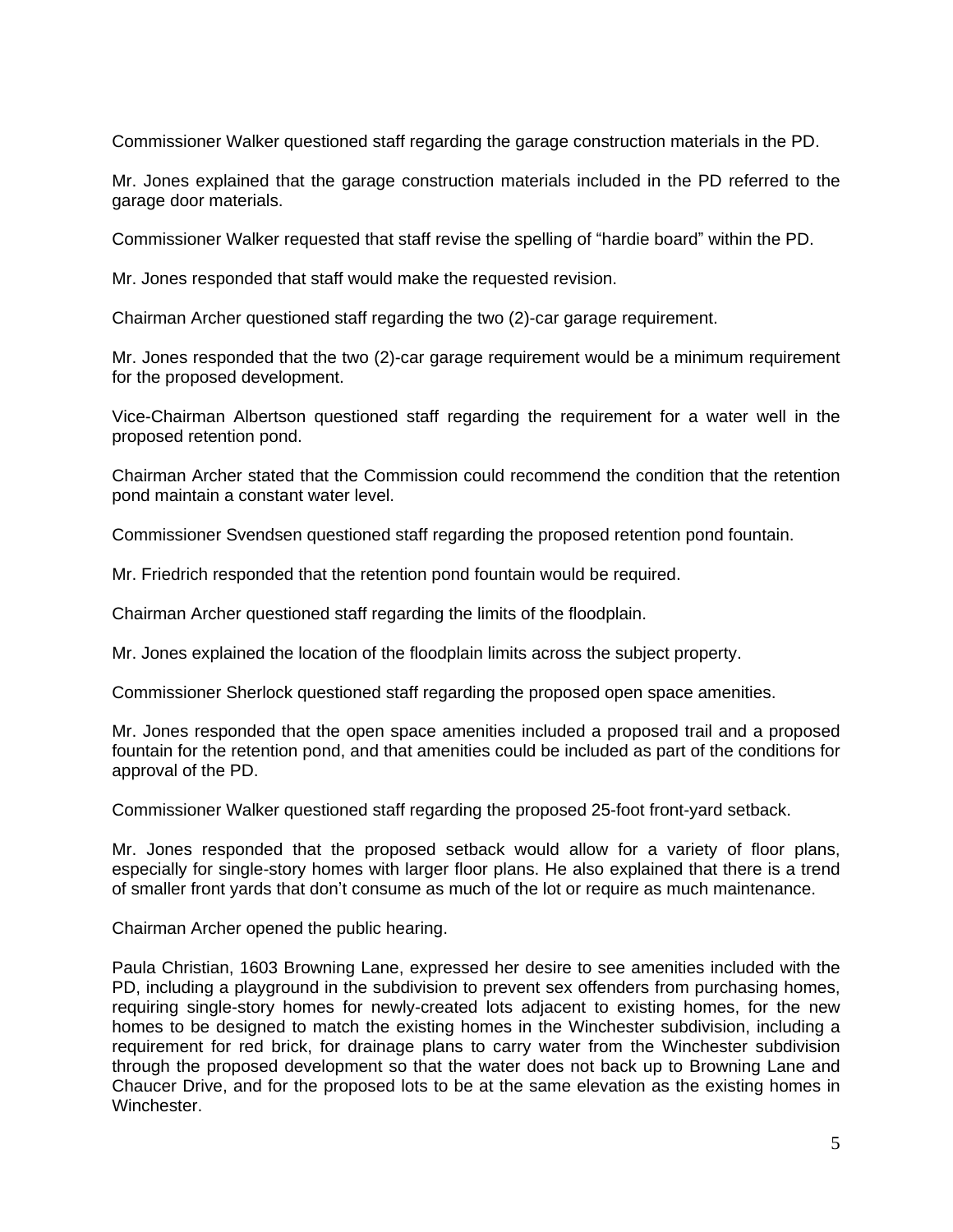Commissioner Walker questioned staff regarding the garage construction materials in the PD.

Mr. Jones explained that the garage construction materials included in the PD referred to the garage door materials.

Commissioner Walker requested that staff revise the spelling of "hardie board" within the PD.

Mr. Jones responded that staff would make the requested revision.

Chairman Archer questioned staff regarding the two (2)-car garage requirement.

Mr. Jones responded that the two (2)-car garage requirement would be a minimum requirement for the proposed development.

Vice-Chairman Albertson questioned staff regarding the requirement for a water well in the proposed retention pond.

Chairman Archer stated that the Commission could recommend the condition that the retention pond maintain a constant water level.

Commissioner Svendsen questioned staff regarding the proposed retention pond fountain.

Mr. Friedrich responded that the retention pond fountain would be required.

Chairman Archer questioned staff regarding the limits of the floodplain.

Mr. Jones explained the location of the floodplain limits across the subject property.

Commissioner Sherlock questioned staff regarding the proposed open space amenities.

Mr. Jones responded that the open space amenities included a proposed trail and a proposed fountain for the retention pond, and that amenities could be included as part of the conditions for approval of the PD.

Commissioner Walker questioned staff regarding the proposed 25-foot front-yard setback.

Mr. Jones responded that the proposed setback would allow for a variety of floor plans, especially for single-story homes with larger floor plans. He also explained that there is a trend of smaller front yards that don't consume as much of the lot or require as much maintenance.

Chairman Archer opened the public hearing.

Paula Christian, 1603 Browning Lane, expressed her desire to see amenities included with the PD, including a playground in the subdivision to prevent sex offenders from purchasing homes, requiring single-story homes for newly-created lots adjacent to existing homes, for the new homes to be designed to match the existing homes in the Winchester subdivision, including a requirement for red brick, for drainage plans to carry water from the Winchester subdivision through the proposed development so that the water does not back up to Browning Lane and Chaucer Drive, and for the proposed lots to be at the same elevation as the existing homes in Winchester.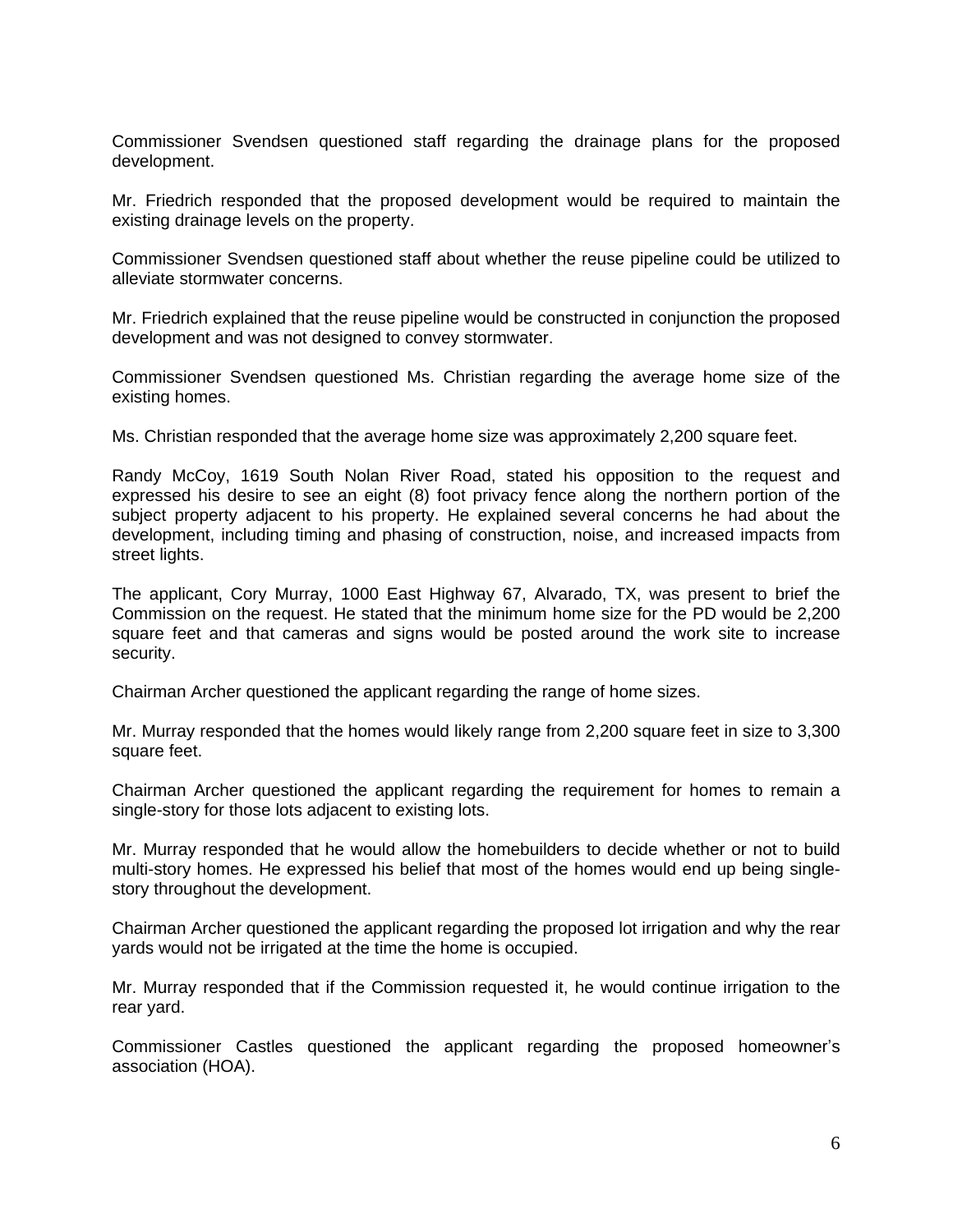Commissioner Svendsen questioned staff regarding the drainage plans for the proposed development.

Mr. Friedrich responded that the proposed development would be required to maintain the existing drainage levels on the property.

Commissioner Svendsen questioned staff about whether the reuse pipeline could be utilized to alleviate stormwater concerns.

Mr. Friedrich explained that the reuse pipeline would be constructed in conjunction the proposed development and was not designed to convey stormwater.

Commissioner Svendsen questioned Ms. Christian regarding the average home size of the existing homes.

Ms. Christian responded that the average home size was approximately 2,200 square feet.

Randy McCoy, 1619 South Nolan River Road, stated his opposition to the request and expressed his desire to see an eight (8) foot privacy fence along the northern portion of the subject property adjacent to his property. He explained several concerns he had about the development, including timing and phasing of construction, noise, and increased impacts from street lights.

The applicant, Cory Murray, 1000 East Highway 67, Alvarado, TX, was present to brief the Commission on the request. He stated that the minimum home size for the PD would be 2,200 square feet and that cameras and signs would be posted around the work site to increase security.

Chairman Archer questioned the applicant regarding the range of home sizes.

Mr. Murray responded that the homes would likely range from 2,200 square feet in size to 3,300 square feet.

Chairman Archer questioned the applicant regarding the requirement for homes to remain a single-story for those lots adjacent to existing lots.

Mr. Murray responded that he would allow the homebuilders to decide whether or not to build multi-story homes. He expressed his belief that most of the homes would end up being single-story throughout the development.

Chairman Archer questioned the applicant regarding the proposed lot irrigation and why the rear yards would not be irrigated at the time the home is occupied.

Mr. Murray responded that if the Commission requested it, he would continue irrigation to the rear yard.

Commissioner Castles questioned the applicant regarding the proposed homeowner's association (HOA).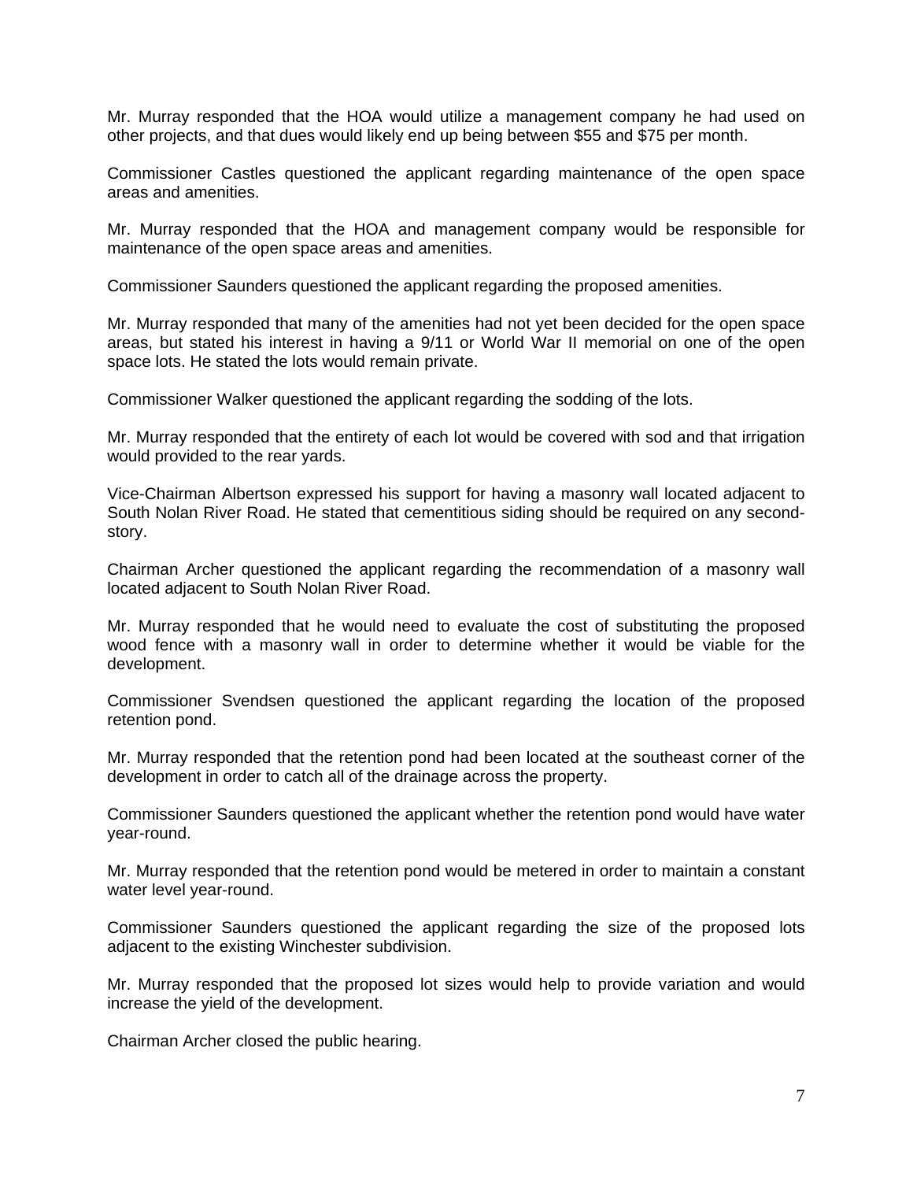Mr. Murray responded that the HOA would utilize a management company he had used on other projects, and that dues would likely end up being between $55 and $75 per month.

Commissioner Castles questioned the applicant regarding maintenance of the open space areas and amenities.

Mr. Murray responded that the HOA and management company would be responsible for maintenance of the open space areas and amenities.

Commissioner Saunders questioned the applicant regarding the proposed amenities.

Mr. Murray responded that many of the amenities had not yet been decided for the open space areas, but stated his interest in having a 9/11 or World War II memorial on one of the open space lots. He stated the lots would remain private.

Commissioner Walker questioned the applicant regarding the sodding of the lots.

Mr. Murray responded that the entirety of each lot would be covered with sod and that irrigation would provided to the rear yards.

Vice-Chairman Albertson expressed his support for having a masonry wall located adjacent to South Nolan River Road. He stated that cementitious siding should be required on any second-story.

Chairman Archer questioned the applicant regarding the recommendation of a masonry wall located adjacent to South Nolan River Road.

Mr. Murray responded that he would need to evaluate the cost of substituting the proposed wood fence with a masonry wall in order to determine whether it would be viable for the development.

Commissioner Svendsen questioned the applicant regarding the location of the proposed retention pond.

Mr. Murray responded that the retention pond had been located at the southeast corner of the development in order to catch all of the drainage across the property.

Commissioner Saunders questioned the applicant whether the retention pond would have water year-round.

Mr. Murray responded that the retention pond would be metered in order to maintain a constant water level year-round.

Commissioner Saunders questioned the applicant regarding the size of the proposed lots adjacent to the existing Winchester subdivision.

Mr. Murray responded that the proposed lot sizes would help to provide variation and would increase the yield of the development.

Chairman Archer closed the public hearing.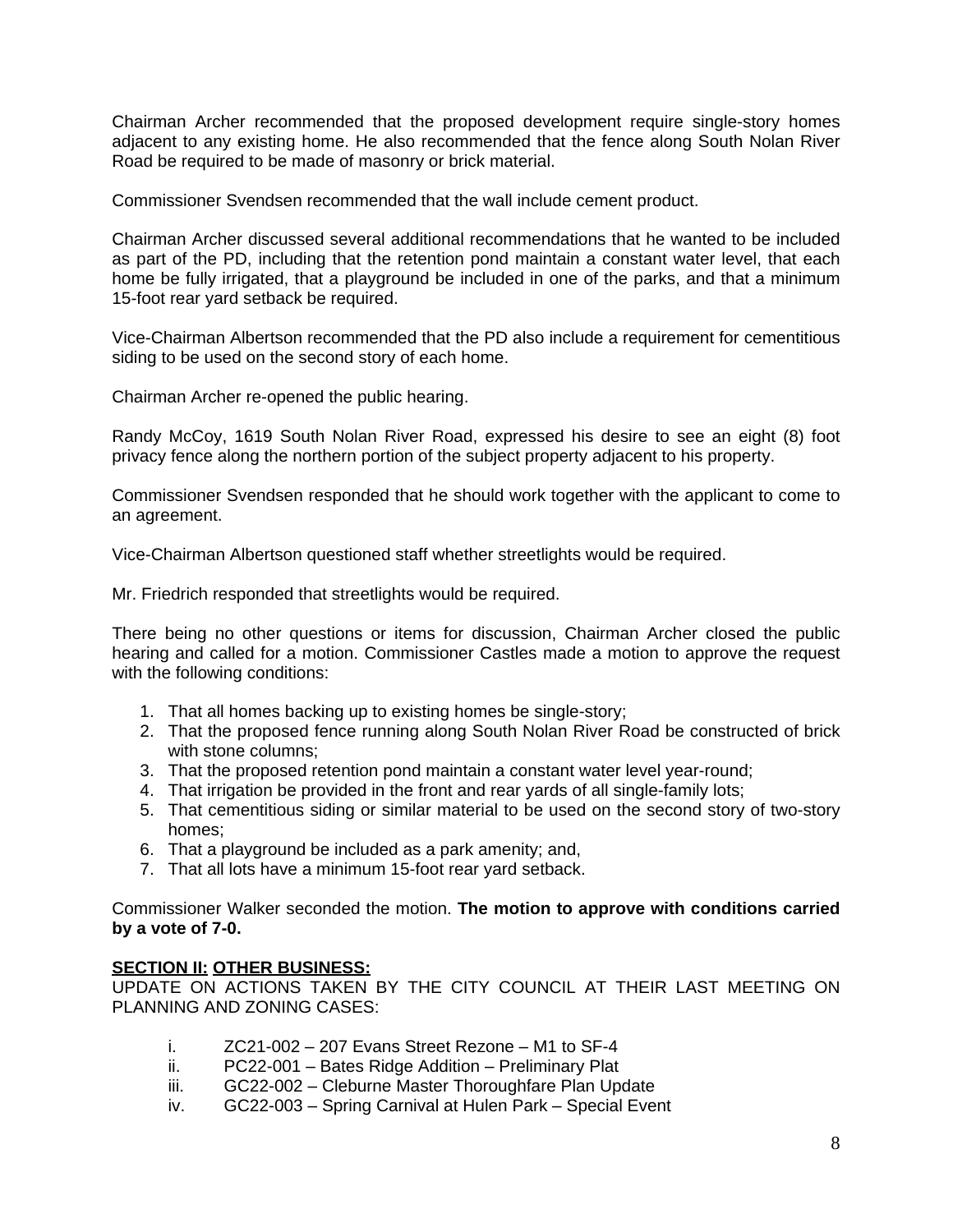Chairman Archer recommended that the proposed development require single-story homes adjacent to any existing home. He also recommended that the fence along South Nolan River Road be required to be made of masonry or brick material.

Commissioner Svendsen recommended that the wall include cement product.

Chairman Archer discussed several additional recommendations that he wanted to be included as part of the PD, including that the retention pond maintain a constant water level, that each home be fully irrigated, that a playground be included in one of the parks, and that a minimum 15-foot rear yard setback be required.

Vice-Chairman Albertson recommended that the PD also include a requirement for cementitious siding to be used on the second story of each home.

Chairman Archer re-opened the public hearing.

Randy McCoy, 1619 South Nolan River Road, expressed his desire to see an eight (8) foot privacy fence along the northern portion of the subject property adjacent to his property.

Commissioner Svendsen responded that he should work together with the applicant to come to an agreement.

Vice-Chairman Albertson questioned staff whether streetlights would be required.

Mr. Friedrich responded that streetlights would be required.

There being no other questions or items for discussion, Chairman Archer closed the public hearing and called for a motion. Commissioner Castles made a motion to approve the request with the following conditions:

1. That all homes backing up to existing homes be single-story;
2. That the proposed fence running along South Nolan River Road be constructed of brick with stone columns;
3. That the proposed retention pond maintain a constant water level year-round;
4. That irrigation be provided in the front and rear yards of all single-family lots;
5. That cementitious siding or similar material to be used on the second story of two-story homes;
6. That a playground be included as a park amenity; and,
7. That all lots have a minimum 15-foot rear yard setback.

Commissioner Walker seconded the motion. **The motion to approve with conditions carried by a vote of 7-0.**

**SECTION II: OTHER BUSINESS:**

UPDATE ON ACTIONS TAKEN BY THE CITY COUNCIL AT THEIR LAST MEETING ON PLANNING AND ZONING CASES:

i. ZC21-002 – 207 Evans Street Rezone – M1 to SF-4
ii. PC22-001 – Bates Ridge Addition – Preliminary Plat
iii. GC22-002 – Cleburne Master Thoroughfare Plan Update
iv. GC22-003 – Spring Carnival at Hulen Park – Special Event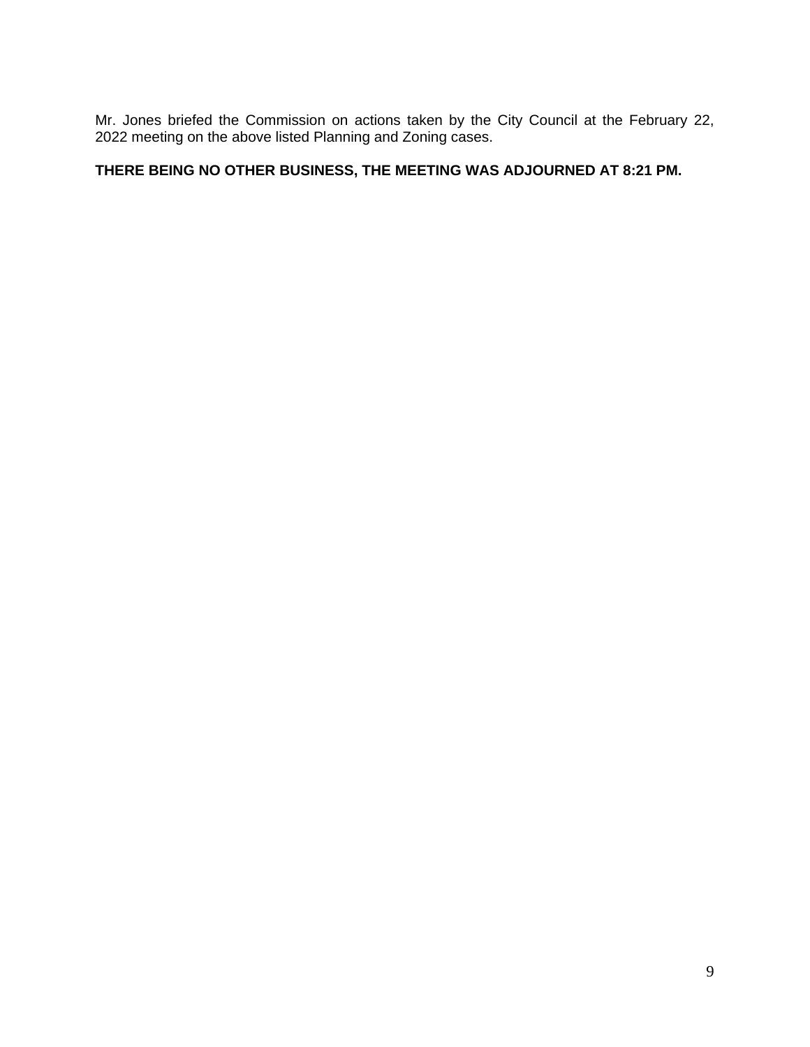Mr. Jones briefed the Commission on actions taken by the City Council at the February 22, 2022 meeting on the above listed Planning and Zoning cases.

**THERE BEING NO OTHER BUSINESS, THE MEETING WAS ADJOURNED AT 8:21 PM.**